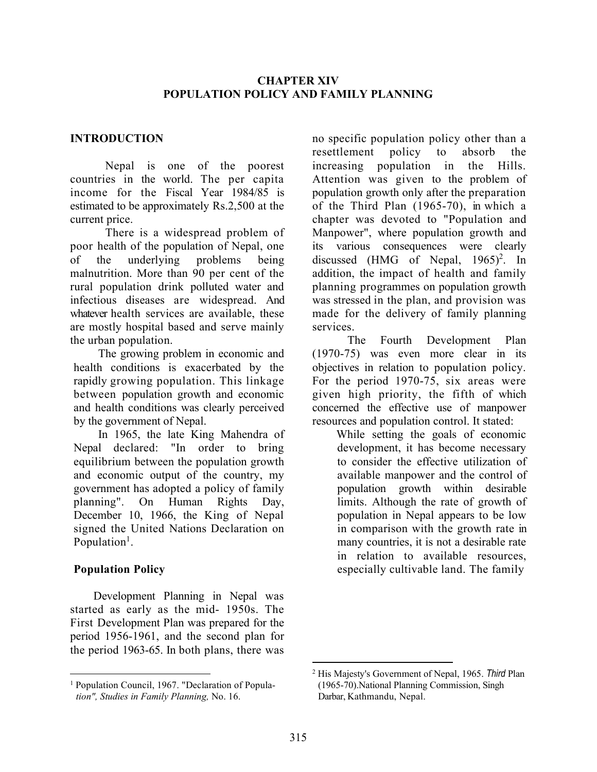# CHAPTER XIV
# POPULATION POLICY AND FAMILY PLANNING

## INTRODUCTION

Nepal is one of the poorest countries in the world. The per capita income for the Fiscal Year 1984/85 is estimated to be approximately Rs.2,500 at the current price.

There is a widespread problem of poor health of the population of Nepal, one of the underlying problems being malnutrition. More than 90 per cent of the rural population drink polluted water and infectious diseases are widespread. And whatever health services are available, these are mostly hospital based and serve mainly the urban population.

The growing problem in economic and health conditions is exacerbated by the rapidly growing population. This linkage between population growth and economic and health conditions was clearly perceived by the government of Nepal.

In 1965, the late King Mahendra of Nepal declared: "In order to bring equilibrium between the population growth and economic output of the country, my government has adopted a policy of family planning". On Human Rights Day, December 10, 1966, the King of Nepal signed the United Nations Declaration on Population[1].

### Population Policy

Development Planning in Nepal was started as early as the mid- 1950s. The First Development Plan was prepared for the period 1956-1961, and the second plan for the period 1963-65. In both plans, there was no specific population policy other than a resettlement policy to absorb the increasing population in the Hills. Attention was given to the problem of population growth only after the preparation of the Third Plan (1965-70), in which a chapter was devoted to "Population and Manpower", where population growth and its various consequences were clearly discussed (HMG of Nepal, 1965)[2]. In addition, the impact of health and family planning programmes on population growth was stressed in the plan, and provision was made for the delivery of family planning services.

The Fourth Development Plan (1970-75) was even more clear in its objectives in relation to population policy. For the period 1970-75, six areas were given high priority, the fifth of which concerned the effective use of manpower resources and population control. It stated:

> While setting the goals of economic development, it has become necessary to consider the effective utilization of available manpower and the control of population growth within desirable limits. Although the rate of growth of population in Nepal appears to be low in comparison with the growth rate in many countries, it is not a desirable rate in relation to available resources, especially cultivable land. The family

---

[1] Population Council, 1967. "Declaration of Population", *Studies in Family Planning,* No. 16.

[2] His Majesty's Government of Nepal, 1965. *Third* Plan (1965-70).National Planning Commission, Singh Darbar, Kathmandu, Nepal.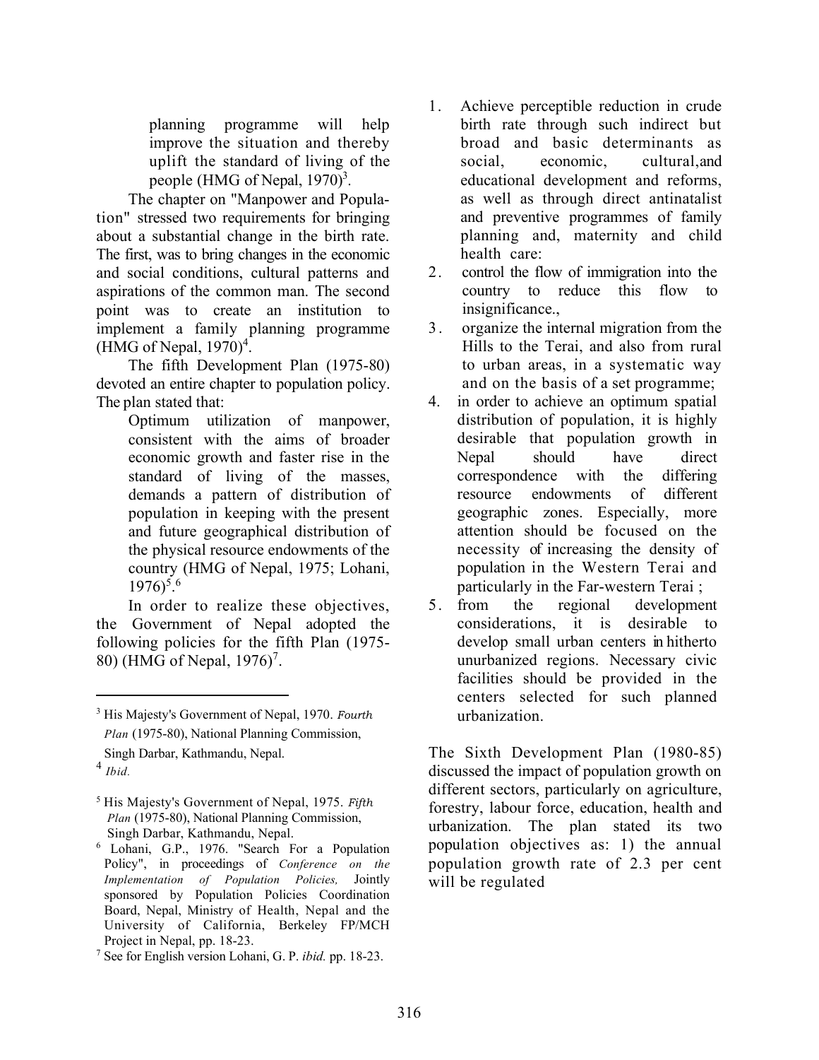> planning programme will help improve the situation and thereby uplift the standard of living of the people (HMG of Nepal, 1970)[3].

The chapter on "Manpower and Population" stressed two requirements for bringing about a substantial change in the birth rate. The first, was to bring changes in the economic and social conditions, cultural patterns and aspirations of the common man. The second point was to create an institution to implement a family planning programme (HMG of Nepal, 1970)[4].

The fifth Development Plan (1975-80) devoted an entire chapter to population policy. The plan stated that:

> Optimum utilization of manpower, consistent with the aims of broader economic growth and faster rise in the standard of living of the masses, demands a pattern of distribution of population in keeping with the present and future geographical distribution of the physical resource endowments of the country (HMG of Nepal, 1975; Lohani, 1976)[5].[6]

In order to realize these objectives, the Government of Nepal adopted the following policies for the fifth Plan (1975-80) (HMG of Nepal, 1976)[7].

1. Achieve perceptible reduction in crude birth rate through such indirect but broad and basic determinants as social, economic, cultural,and educational development and reforms, as well as through direct antinatalist and preventive programmes of family planning and, maternity and child health care:
2. control the flow of immigration into the country to reduce this flow to insignificance.,
3. organize the internal migration from the Hills to the Terai, and also from rural to urban areas, in a systematic way and on the basis of a set programme;
4. in order to achieve an optimum spatial distribution of population, it is highly desirable that population growth in Nepal should have direct correspondence with the differing resource endowments of different geographic zones. Especially, more attention should be focused on the necessity of increasing the density of population in the Western Terai and particularly in the Far-western Terai ;
5. from the regional development considerations, it is desirable to develop small urban centers in hitherto unurbanized regions. Necessary civic facilities should be provided in the centers selected for such planned urbanization.

The Sixth Development Plan (1980-85) discussed the impact of population growth on different sectors, particularly on agriculture, forestry, labour force, education, health and urbanization. The plan stated its two population objectives as: 1) the annual population growth rate of 2.3 per cent will be regulated

---

[3] His Majesty's Government of Nepal, 1970. *Fourth Plan* (1975-80), National Planning Commission, Singh Darbar, Kathmandu, Nepal.

[4] *Ibid.*

[5] His Majesty's Government of Nepal, 1975. *Fifth Plan* (1975-80), National Planning Commission, Singh Darbar, Kathmandu, Nepal.

[6] Lohani, G.P., 1976. "Search For a Population Policy", in proceedings of *Conference on the Implementation of Population Policies,* Jointly sponsored by Population Policies Coordination Board, Nepal, Ministry of Health, Nepal and the University of California, Berkeley FP/MCH Project in Nepal, pp. 18-23.

[7] See for English version Lohani, G. P. *ibid.* pp. 18-23.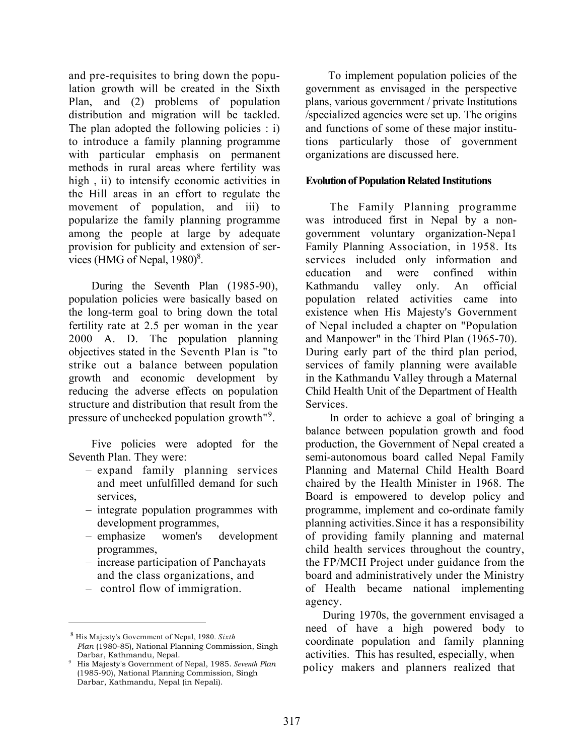and pre-requisites to bring down the population growth will be created in the Sixth Plan, and (2) problems of population distribution and migration will be tackled. The plan adopted the following policies : i) to introduce a family planning programme with particular emphasis on permanent methods in rural areas where fertility was high , ii) to intensify economic activities in the Hill areas in an effort to regulate the movement of population, and iii) to popularize the family planning programme among the people at large by adequate provision for publicity and extension of services (HMG of Nepal, 1980)[8].

During the Seventh Plan (1985-90), population policies were basically based on the long-term goal to bring down the total fertility rate at 2.5 per woman in the year 2000 A. D. The population planning objectives stated in the Seventh Plan is "to strike out a balance between population growth and economic development by reducing the adverse effects on population structure and distribution that result from the pressure of unchecked population growth"[9].

Five policies were adopted for the Seventh Plan. They were:

- expand family planning services and meet unfulfilled demand for such services,
- integrate population programmes with development programmes,
- emphasize women's development programmes,
- increase participation of Panchayats and the class organizations, and
- control flow of immigration.

To implement population policies of the government as envisaged in the perspective plans, various government / private Institutions /specialized agencies were set up. The origins and functions of some of these major institutions particularly those of government organizations are discussed here.

### Evolution of Population Related Institutions

The Family Planning programme was introduced first in Nepal by a non-government voluntary organization-Nepa1 Family Planning Association, in 1958. Its services included only information and education and were confined within Kathmandu valley only. An official population related activities came into existence when His Majesty's Government of Nepal included a chapter on "Population and Manpower" in the Third Plan (1965-70). During early part of the third plan period, services of family planning were available in the Kathmandu Valley through a Maternal Child Health Unit of the Department of Health Services.

In order to achieve a goal of bringing a balance between population growth and food production, the Government of Nepal created a semi-autonomous board called Nepal Family Planning and Maternal Child Health Board chaired by the Health Minister in 1968. The Board is empowered to develop policy and programme, implement and co-ordinate family planning activities. Since it has a responsibility of providing family planning and maternal child health services throughout the country, the FP/MCH Project under guidance from the board and administratively under the Ministry of Health became national implementing agency.

During 1970s, the government envisaged a need of have a high powered body to coordinate population and family planning activities. This has resulted, especially, when policy makers and planners realized that

---

[8] His Majesty's Government of Nepal, 1980. *Sixth Plan* (1980-85), National Planning Commission, Singh Darbar, Kathmandu, Nepal.

[9] His Majesty's Government of Nepal, 1985. *Seventh Plan* (1985-90), National Planning Commission, Singh Darbar, Kathmandu, Nepal (in Nepali).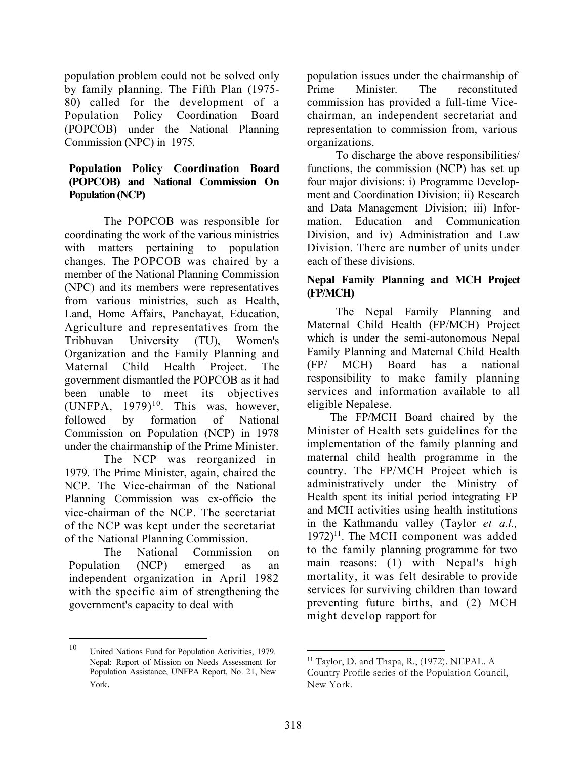population problem could not be solved only by family planning. The Fifth Plan (1975-80) called for the development of a Population Policy Coordination Board (POPCOB) under the National Planning Commission (NPC) in 1975.

### Population Policy Coordination Board (POPCOB) and National Commission On Population (NCP)

The POPCOB was responsible for coordinating the work of the various ministries with matters pertaining to population changes. The POPCOB was chaired by a member of the National Planning Commission (NPC) and its members were representatives from various ministries, such as Health, Land, Home Affairs, Panchayat, Education, Agriculture and representatives from the Tribhuvan University (TU), Women's Organization and the Family Planning and Maternal Child Health Project. The government dismantled the POPCOB as it had been unable to meet its objectives (UNFPA, 1979)[10]. This was, however, followed by formation of National Commission on Population (NCP) in 1978 under the chairmanship of the Prime Minister.

The NCP was reorganized in 1979. The Prime Minister, again, chaired the NCP. The Vice-chairman of the National Planning Commission was ex-officio the vice-chairman of the NCP. The secretariat of the NCP was kept under the secretariat of the National Planning Commission.

The National Commission on Population (NCP) emerged as an independent organization in April 1982 with the specific aim of strengthening the government's capacity to deal with population issues under the chairmanship of Prime Minister. The reconstituted commission has provided a full-time Vice-chairman, an independent secretariat and representation to commission from, various organizations.

To discharge the above responsibilities/ functions, the commission (NCP) has set up four major divisions: i) Programme Development and Coordination Division; ii) Research and Data Management Division; iii) Information, Education and Communication Division, and iv) Administration and Law Division. There are number of units under each of these divisions.

### Nepal Family Planning and MCH Project (FP/MCH)

The Nepal Family Planning and Maternal Child Health (FP/MCH) Project which is under the semi-autonomous Nepal Family Planning and Maternal Child Health (FP/ MCH) Board has a national responsibility to make family planning services and information available to all eligible Nepalese.

The FP/MCH Board chaired by the Minister of Health sets guidelines for the implementation of the family planning and maternal child health programme in the country. The FP/MCH Project which is administratively under the Ministry of Health spent its initial period integrating FP and MCH activities using health institutions in the Kathmandu valley (Taylor *et a.l.,* 1972)[11]. The MCH component was added to the family planning programme for two main reasons: (1) with Nepal's high mortality, it was felt desirable to provide services for surviving children than toward preventing future births, and (2) MCH might develop rapport for

---

[10] United Nations Fund for Population Activities, 1979. Nepal: Report of Mission on Needs Assessment for Population Assistance, UNFPA Report, No. 21, New York.

[11] Taylor, D. and Thapa, R., (1972). NEPAL. A Country Profile series of the Population Council, New York.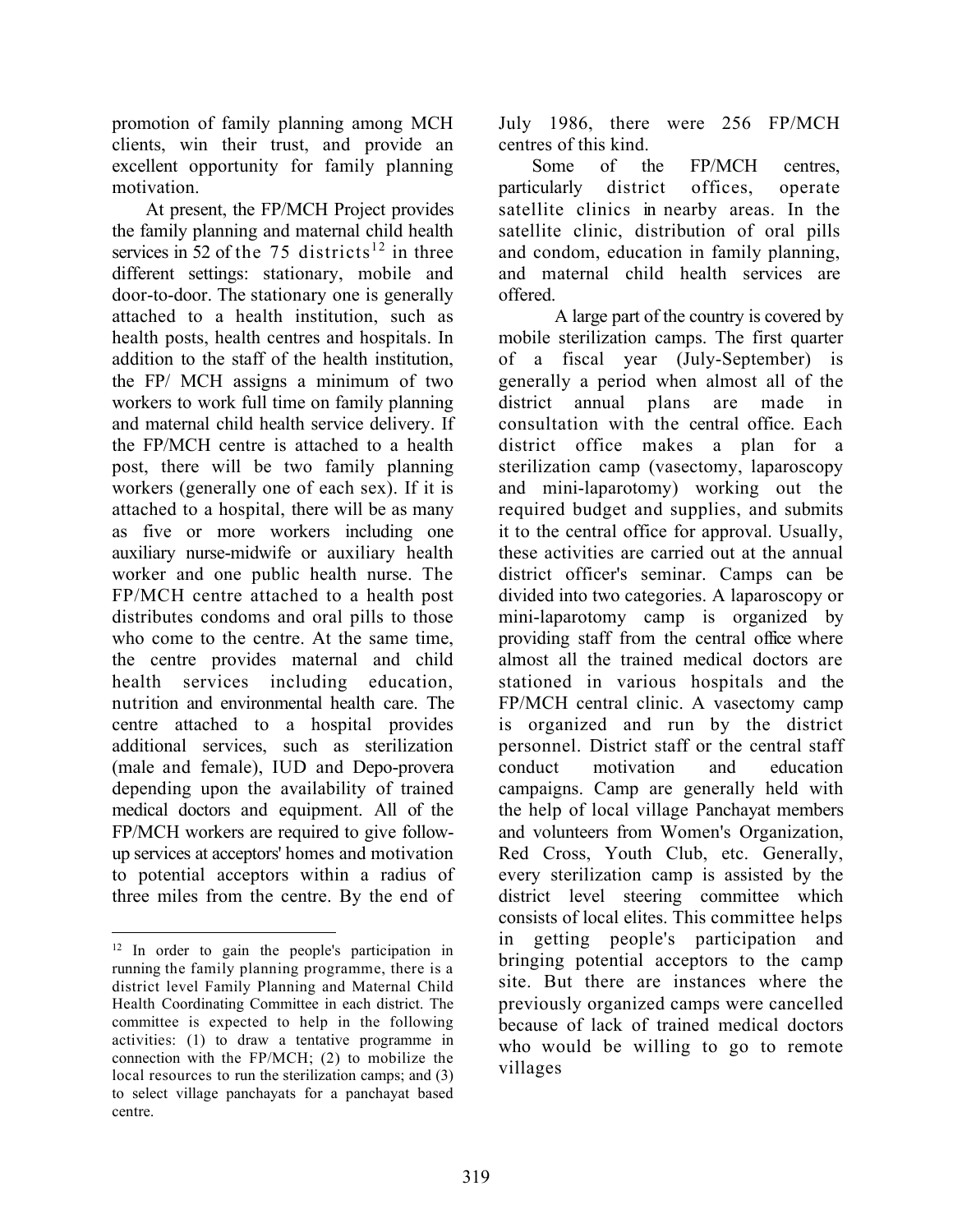promotion of family planning among MCH clients, win their trust, and provide an excellent opportunity for family planning motivation.

At present, the FP/MCH Project provides the family planning and maternal child health services in 52 of the 75 districts[12] in three different settings: stationary, mobile and door-to-door. The stationary one is generally attached to a health institution, such as health posts, health centres and hospitals. In addition to the staff of the health institution, the FP/ MCH assigns a minimum of two workers to work full time on family planning and maternal child health service delivery. If the FP/MCH centre is attached to a health post, there will be two family planning workers (generally one of each sex). If it is attached to a hospital, there will be as many as five or more workers including one auxiliary nurse-midwife or auxiliary health worker and one public health nurse. The FP/MCH centre attached to a health post distributes condoms and oral pills to those who come to the centre. At the same time, the centre provides maternal and child health services including education, nutrition and environmental health care. The centre attached to a hospital provides additional services, such as sterilization (male and female), IUD and Depo-provera depending upon the availability of trained medical doctors and equipment. All of the FP/MCH workers are required to give follow-up services at acceptors' homes and motivation to potential acceptors within a radius of three miles from the centre. By the end of July 1986, there were 256 FP/MCH centres of this kind.

Some of the FP/MCH centres, particularly district offices, operate satellite clinics in nearby areas. In the satellite clinic, distribution of oral pills and condom, education in family planning, and maternal child health services are offered.

A large part of the country is covered by mobile sterilization camps. The first quarter of a fiscal year (July-September) is generally a period when almost all of the district annual plans are made in consultation with the central office. Each district office makes a plan for a sterilization camp (vasectomy, laparoscopy and mini-laparotomy) working out the required budget and supplies, and submits it to the central office for approval. Usually, these activities are carried out at the annual district officer's seminar. Camps can be divided into two categories. A laparoscopy or mini-laparotomy camp is organized by providing staff from the central office where almost all the trained medical doctors are stationed in various hospitals and the FP/MCH central clinic. A vasectomy camp is organized and run by the district personnel. District staff or the central staff conduct motivation and education campaigns. Camp are generally held with the help of local village Panchayat members and volunteers from Women's Organization, Red Cross, Youth Club, etc. Generally, every sterilization camp is assisted by the district level steering committee which consists of local elites. This committee helps in getting people's participation and bringing potential acceptors to the camp site. But there are instances where the previously organized camps were cancelled because of lack of trained medical doctors who would be willing to go to remote villages

---

[12] In order to gain the people's participation in running the family planning programme, there is a district level Family Planning and Maternal Child Health Coordinating Committee in each district. The committee is expected to help in the following activities: (1) to draw a tentative programme in connection with the FP/MCH; (2) to mobilize the local resources to run the sterilization camps; and (3) to select village panchayats for a panchayat based centre.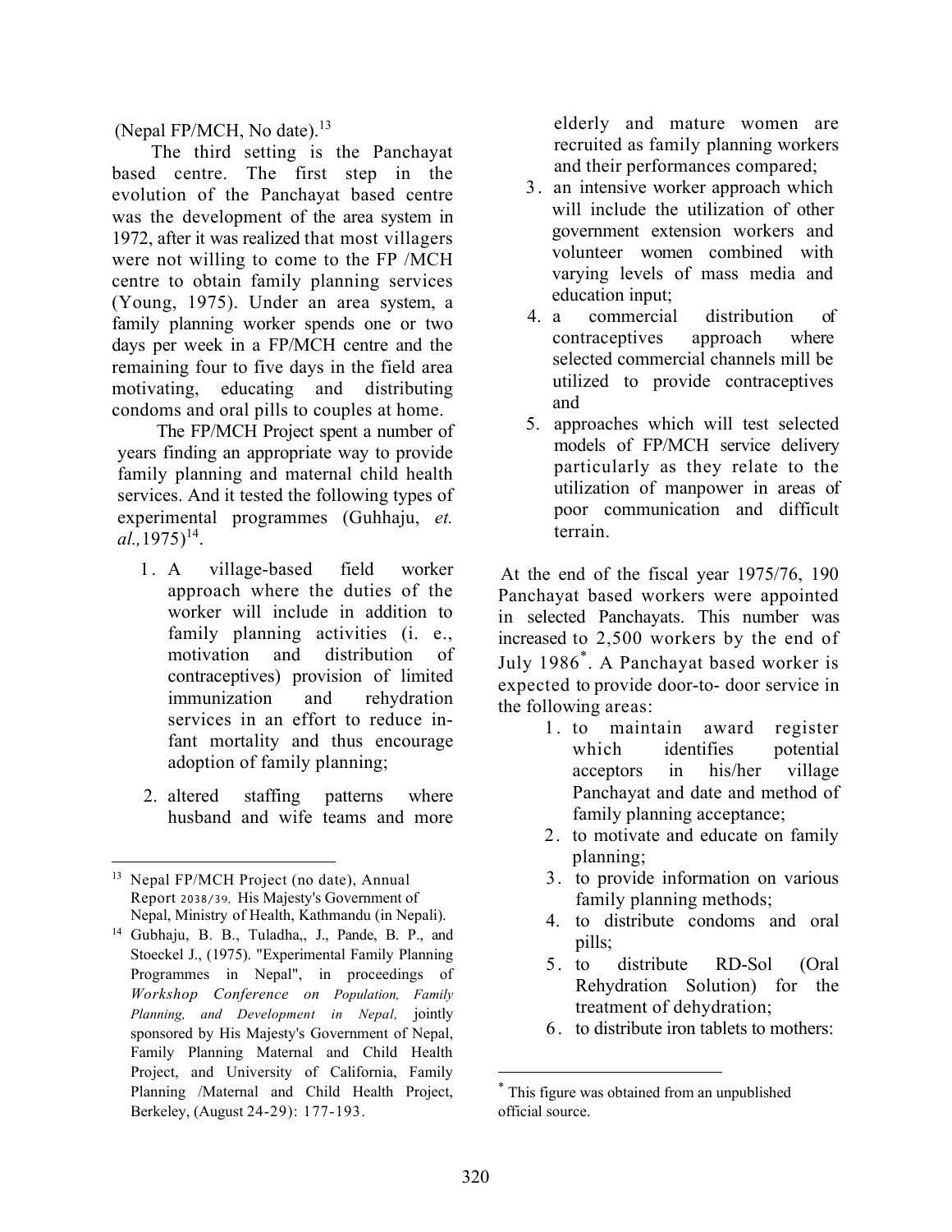(Nepal FP/MCH, No date).[13]

The third setting is the Panchayat based centre. The first step in the evolution of the Panchayat based centre was the development of the area system in 1972, after it was realized that most villagers were not willing to come to the FP /MCH centre to obtain family planning services (Young, 1975). Under an area system, a family planning worker spends one or two days per week in a FP/MCH centre and the remaining four to five days in the field area motivating, educating and distributing condoms and oral pills to couples at home.

The FP/MCH Project spent a number of years finding an appropriate way to provide family planning and maternal child health services. And it tested the following types of experimental programmes (Guhhaju, *et. al.,*1975)[14].

1. A village-based field worker approach where the duties of the worker will include in addition to family planning activities (i. e., motivation and distribution of contraceptives) provision of limited immunization and rehydration services in an effort to reduce in-fant mortality and thus encourage adoption of family planning;
2. altered staffing patterns where husband and wife teams and more elderly and mature women are recruited as family planning workers and their performances compared;
3. an intensive worker approach which will include the utilization of other government extension workers and volunteer women combined with varying levels of mass media and education input;
4. a commercial distribution of contraceptives approach where selected commercial channels mill be utilized to provide contraceptives and
5. approaches which will test selected models of FP/MCH service delivery particularly as they relate to the utilization of manpower in areas of poor communication and difficult terrain.

At the end of the fiscal year 1975/76, 190 Panchayat based workers were appointed in selected Panchayats. This number was increased to 2,500 workers by the end of July 1986*. A Panchayat based worker is expected to provide door-to- door service in the following areas:

1. to maintain award register which identifies potential acceptors in his/her village Panchayat and date and method of family planning acceptance;
2. to motivate and educate on family planning;
3. to provide information on various family planning methods;
4. to distribute condoms and oral pills;
5. to distribute RD-Sol (Oral Rehydration Solution) for the treatment of dehydration;
6. to distribute iron tablets to mothers:

---

[13] Nepal FP/MCH Project (no date), Annual Report 2038/39, His Majesty's Government of Nepal, Ministry of Health, Kathmandu (in Nepali).

[14] Gubhaju, B. B., Tuladha,, J., Pande, B. P., and Stoeckel J., (1975). "Experimental Family Planning Programmes in Nepal", in proceedings of *Workshop Conference on Population, Family Planning, and Development in Nepal,* jointly sponsored by His Majesty's Government of Nepal, Family Planning Maternal and Child Health Project, and University of California, Family Planning /Maternal and Child Health Project, Berkeley, (August 24-29): 177-193.

\* This figure was obtained from an unpublished official source.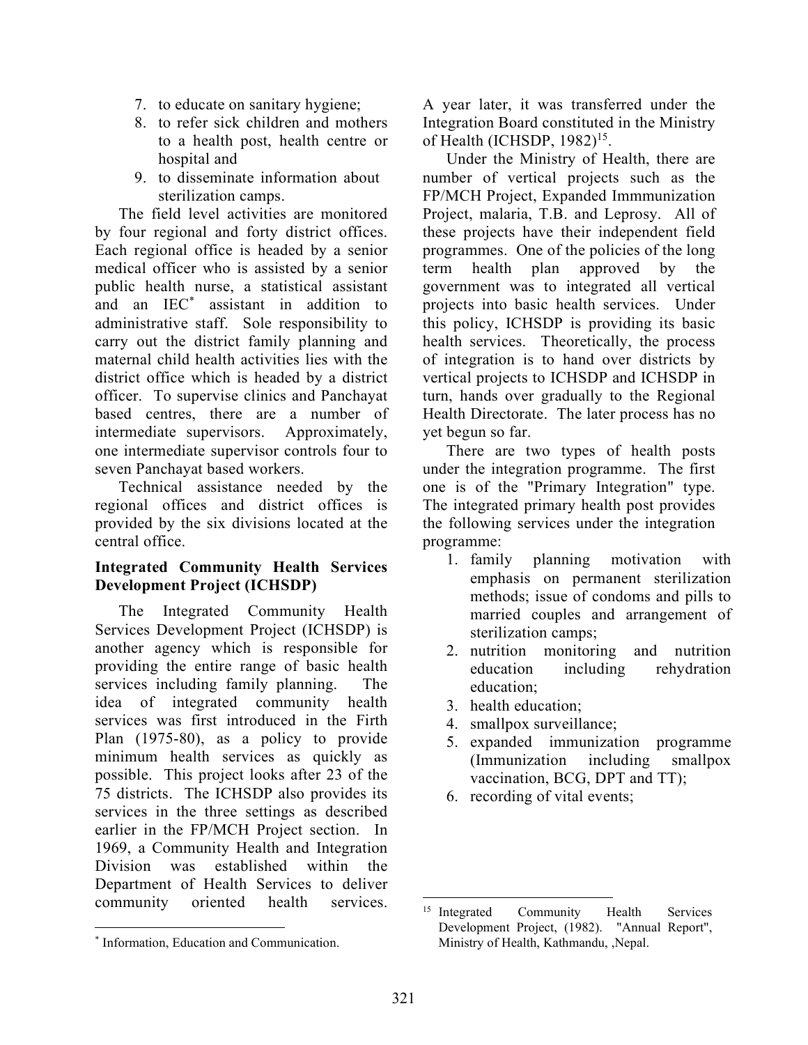7. to educate on sanitary hygiene;
8. to refer sick children and mothers to a health post, health centre or hospital and
9. to disseminate information about sterilization camps.

The field level activities are monitored by four regional and forty district offices. Each regional office is headed by a senior medical officer who is assisted by a senior public health nurse, a statistical assistant and an IEC* assistant in addition to administrative staff. Sole responsibility to carry out the district family planning and maternal child health activities lies with the district office which is headed by a district officer. To supervise clinics and Panchayat based centres, there are a number of intermediate supervisors. Approximately, one intermediate supervisor controls four to seven Panchayat based workers.

Technical assistance needed by the regional offices and district offices is provided by the six divisions located at the central office.

**Integrated Community Health Services Development Project (ICHSDP)**

The Integrated Community Health Services Development Project (ICHSDP) is another agency which is responsible for providing the entire range of basic health services including family planning. The idea of integrated community health services was first introduced in the Firth Plan (1975-80), as a policy to provide minimum health services as quickly as possible. This project looks after 23 of the 75 districts. The ICHSDP also provides its services in the three settings as described earlier in the FP/MCH Project section. In 1969, a Community Health and Integration Division was established within the Department of Health Services to deliver community oriented health services. A year later, it was transferred under the Integration Board constituted in the Ministry of Health (ICHSDP, 1982)[15].

Under the Ministry of Health, there are number of vertical projects such as the FP/MCH Project, Expanded Immmunization Project, malaria, T.B. and Leprosy. All of these projects have their independent field programmes. One of the policies of the long term health plan approved by the government was to integrated all vertical projects into basic health services. Under this policy, ICHSDP is providing its basic health services. Theoretically, the process of integration is to hand over districts by vertical projects to ICHSDP and ICHSDP in turn, hands over gradually to the Regional Health Directorate. The later process has no yet begun so far.

There are two types of health posts under the integration programme. The first one is of the "Primary Integration" type. The integrated primary health post provides the following services under the integration programme:

1. family planning motivation with emphasis on permanent sterilization methods; issue of condoms and pills to married couples and arrangement of sterilization camps;
2. nutrition monitoring and nutrition education including rehydration education;
3. health education;
4. smallpox surveillance;
5. expanded immunization programme (Immunization including smallpox vaccination, BCG, DPT and TT);
6. recording of vital events;

---

* Information, Education and Communication.

[15] Integrated Community Health Services Development Project, (1982). "Annual Report", Ministry of Health, Kathmandu, ,Nepal.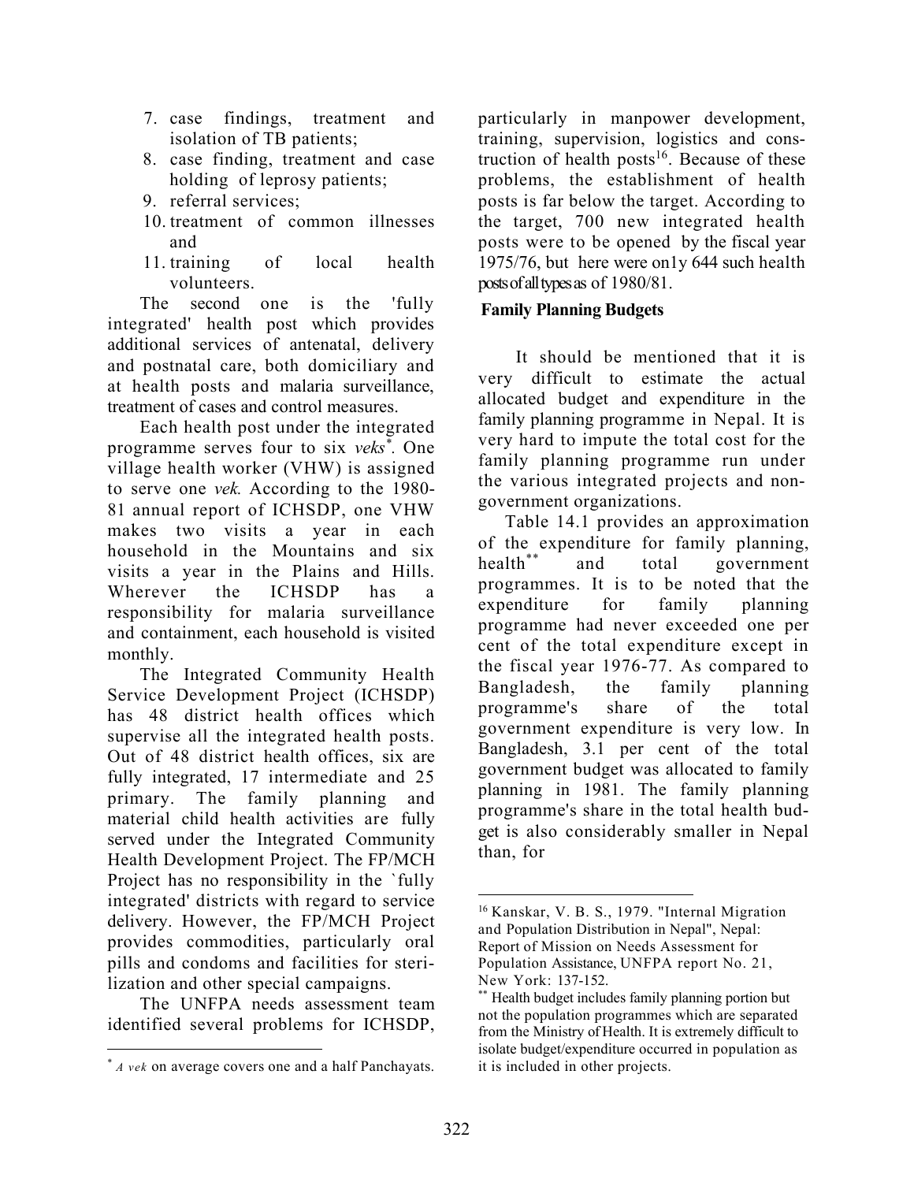7. case findings, treatment and isolation of TB patients;
8. case finding, treatment and case holding of leprosy patients;
9. referral services;
10. treatment of common illnesses and
11. training of local health volunteers.

The second one is the 'fully integrated' health post which provides additional services of antenatal, delivery and postnatal care, both domiciliary and at health posts and malaria surveillance, treatment of cases and control measures.

Each health post under the integrated programme serves four to six *veks*[*]. One village health worker (VHW) is assigned to serve one *vek.* According to the 1980-81 annual report of ICHSDP, one VHW makes two visits a year in each household in the Mountains and six visits a year in the Plains and Hills. Wherever the ICHSDP has a responsibility for malaria surveillance and containment, each household is visited monthly.

The Integrated Community Health Service Development Project (ICHSDP) has 48 district health offices which supervise all the integrated health posts. Out of 48 district health offices, six are fully integrated, 17 intermediate and 25 primary. The family planning and material child health activities are fully served under the Integrated Community Health Development Project. The FP/MCH Project has no responsibility in the `fully integrated' districts with regard to service delivery. However, the FP/MCH Project provides commodities, particularly oral pills and condoms and facilities for sterilization and other special campaigns.

The UNFPA needs assessment team identified several problems for ICHSDP, particularly in manpower development, training, supervision, logistics and construction of health posts[16]. Because of these problems, the establishment of health posts is far below the target. According to the target, 700 new integrated health posts were to be opened by the fiscal year 1975/76, but here were on1y 644 such health posts of all types as of 1980/81.

**Family Planning Budgets**

It should be mentioned that it is very difficult to estimate the actual allocated budget and expenditure in the family planning programme in Nepal. It is very hard to impute the total cost for the family planning programme run under the various integrated projects and non-government organizations.

Table 14.1 provides an approximation of the expenditure for family planning, health[**] and total government programmes. It is to be noted that the expenditure for family planning programme had never exceeded one per cent of the total expenditure except in the fiscal year 1976-77. As compared to Bangladesh, the family planning programme's share of the total government expenditure is very low. In Bangladesh, 3.1 per cent of the total government budget was allocated to family planning in 1981. The family planning programme's share in the total health budget is also considerably smaller in Nepal than, for

---

[*] *A vek* on average covers one and a half Panchayats.

[16] Kanskar, V. B. S., 1979. "Internal Migration and Population Distribution in Nepal", Nepal: Report of Mission on Needs Assessment for Population Assistance, UNFPA report No. 21, New York: 137-152.

[**] Health budget includes family planning portion but not the population programmes which are separated from the Ministry of Health. It is extremely difficult to isolate budget/expenditure occurred in population as it is included in other projects.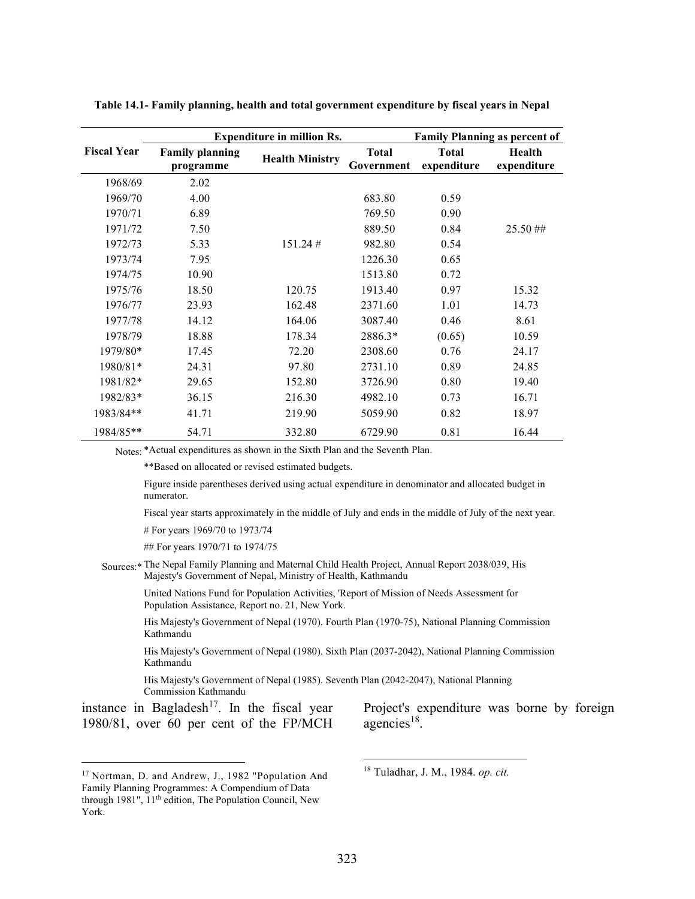**Table 14.1- Family planning, health and total government expenditure by fiscal years in Nepal**

| Fiscal Year | Expenditure in million Rs. | | | Family Planning as percent of | |
|---|---|---|---|---|---|
| | Family planning programme | Health Ministry | Total Government | Total expenditure | Health expenditure |
| 1968/69 | 2.02 | | | | |
| 1969/70 | 4.00 | | 683.80 | 0.59 | |
| 1970/71 | 6.89 | | 769.50 | 0.90 | |
| 1971/72 | 7.50 | | 889.50 | 0.84 | 25.50 ## |
| 1972/73 | 5.33 | 151.24 # | 982.80 | 0.54 | |
| 1973/74 | 7.95 | | 1226.30 | 0.65 | |
| 1974/75 | 10.90 | | 1513.80 | 0.72 | |
| 1975/76 | 18.50 | 120.75 | 1913.40 | 0.97 | 15.32 |
| 1976/77 | 23.93 | 162.48 | 2371.60 | 1.01 | 14.73 |
| 1977/78 | 14.12 | 164.06 | 3087.40 | 0.46 | 8.61 |
| 1978/79 | 18.88 | 178.34 | 2886.3* | (0.65) | 10.59 |
| 1979/80* | 17.45 | 72.20 | 2308.60 | 0.76 | 24.17 |
| 1980/81* | 24.31 | 97.80 | 2731.10 | 0.89 | 24.85 |
| 1981/82* | 29.65 | 152.80 | 3726.90 | 0.80 | 19.40 |
| 1982/83* | 36.15 | 216.30 | 4982.10 | 0.73 | 16.71 |
| 1983/84** | 41.71 | 219.90 | 5059.90 | 0.82 | 18.97 |
| 1984/85** | 54.71 | 332.80 | 6729.90 | 0.81 | 16.44 |

Notes: *Actual expenditures as shown in the Sixth Plan and the Seventh Plan.

**Based on allocated or revised estimated budgets.

Figure inside parentheses derived using actual expenditure in denominator and allocated budget in numerator.

Fiscal year starts approximately in the middle of July and ends in the middle of July of the next year.

# For years 1969/70 to 1973/74

## For years 1970/71 to 1974/75

Sources:* The Nepal Family Planning and Maternal Child Health Project, Annual Report 2038/039, His Majesty's Government of Nepal, Ministry of Health, Kathmandu

United Nations Fund for Population Activities, 'Report of Mission of Needs Assessment for Population Assistance, Report no. 21, New York.

His Majesty's Government of Nepal (1970). Fourth Plan (1970-75), National Planning Commission Kathmandu

His Majesty's Government of Nepal (1980). Sixth Plan (2037-2042), National Planning Commission Kathmandu

His Majesty's Government of Nepal (1985). Seventh Plan (2042-2047), National Planning Commission Kathmandu

instance in Bagladesh[17]. In the fiscal year 1980/81, over 60 per cent of the FP/MCH Project's expenditure was borne by foreign agencies[18].

[17] Nortman, D. and Andrew, J., 1982 "Population And Family Planning Programmes: A Compendium of Data through 1981", 11th edition, The Population Council, New York.

[18] Tuladhar, J. M., 1984. *op. cit.*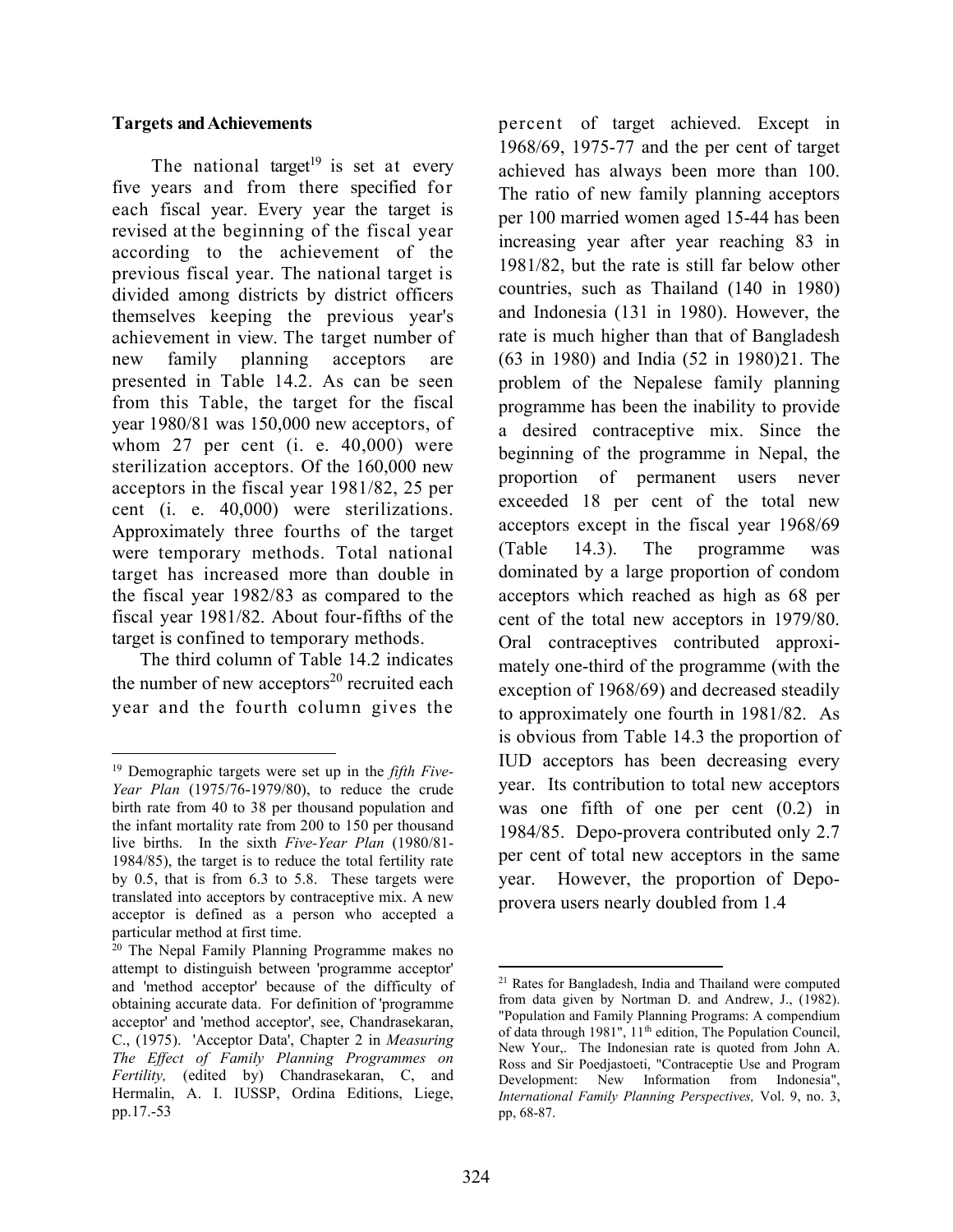**Targets and Achievements**

The national target[19] is set at every five years and from there specified for each fiscal year. Every year the target is revised at the beginning of the fiscal year according to the achievement of the previous fiscal year. The national target is divided among districts by district officers themselves keeping the previous year's achievement in view. The target number of new family planning acceptors are presented in Table 14.2. As can be seen from this Table, the target for the fiscal year 1980/81 was 150,000 new acceptors, of whom 27 per cent (i. e. 40,000) were sterilization acceptors. Of the 160,000 new acceptors in the fiscal year 1981/82, 25 per cent (i. e. 40,000) were sterilizations. Approximately three fourths of the target were temporary methods. Total national target has increased more than double in the fiscal year 1982/83 as compared to the fiscal year 1981/82. About four-fifths of the target is confined to temporary methods.

The third column of Table 14.2 indicates the number of new acceptors[20] recruited each year and the fourth column gives the percent of target achieved. Except in 1968/69, 1975-77 and the per cent of target achieved has always been more than 100. The ratio of new family planning acceptors per 100 married women aged 15-44 has been increasing year after year reaching 83 in 1981/82, but the rate is still far below other countries, such as Thailand (140 in 1980) and Indonesia (131 in 1980). However, the rate is much higher than that of Bangladesh (63 in 1980) and India (52 in 1980)21. The problem of the Nepalese family planning programme has been the inability to provide a desired contraceptive mix. Since the beginning of the programme in Nepal, the proportion of permanent users never exceeded 18 per cent of the total new acceptors except in the fiscal year 1968/69 (Table 14.3). The programme was dominated by a large proportion of condom acceptors which reached as high as 68 per cent of the total new acceptors in 1979/80. Oral contraceptives contributed approximately one-third of the programme (with the exception of 1968/69) and decreased steadily to approximately one fourth in 1981/82. As is obvious from Table 14.3 the proportion of IUD acceptors has been decreasing every year. Its contribution to total new acceptors was one fifth of one per cent (0.2) in 1984/85. Depo-provera contributed only 2.7 per cent of total new acceptors in the same year. However, the proportion of Depo-provera users nearly doubled from 1.4

---

[19] Demographic targets were set up in the *fifth Five-Year Plan* (1975/76-1979/80), to reduce the crude birth rate from 40 to 38 per thousand population and the infant mortality rate from 200 to 150 per thousand live births. In the sixth *Five-Year Plan* (1980/81-1984/85), the target is to reduce the total fertility rate by 0.5, that is from 6.3 to 5.8. These targets were translated into acceptors by contraceptive mix. A new acceptor is defined as a person who accepted a particular method at first time.

[20] The Nepal Family Planning Programme makes no attempt to distinguish between 'programme acceptor' and 'method acceptor' because of the difficulty of obtaining accurate data. For definition of 'programme acceptor' and 'method acceptor', see, Chandrasekaran, C., (1975). 'Acceptor Data', Chapter 2 in *Measuring The Effect of Family Planning Programmes on Fertility,* (edited by) Chandrasekaran, C, and Hermalin, A. I. IUSSP, Ordina Editions, Liege, pp.17.-53

[21] Rates for Bangladesh, India and Thailand were computed from data given by Nortman D. and Andrew, J., (1982). "Population and Family Planning Programs: A compendium of data through 1981", 11[th] edition, The Population Council, New Your,. The Indonesian rate is quoted from John A. Ross and Sir Poedjastoeti, "Contraceptie Use and Program Development: New Information from Indonesia", *International Family Planning Perspectives,* Vol. 9, no. 3, pp, 68-87.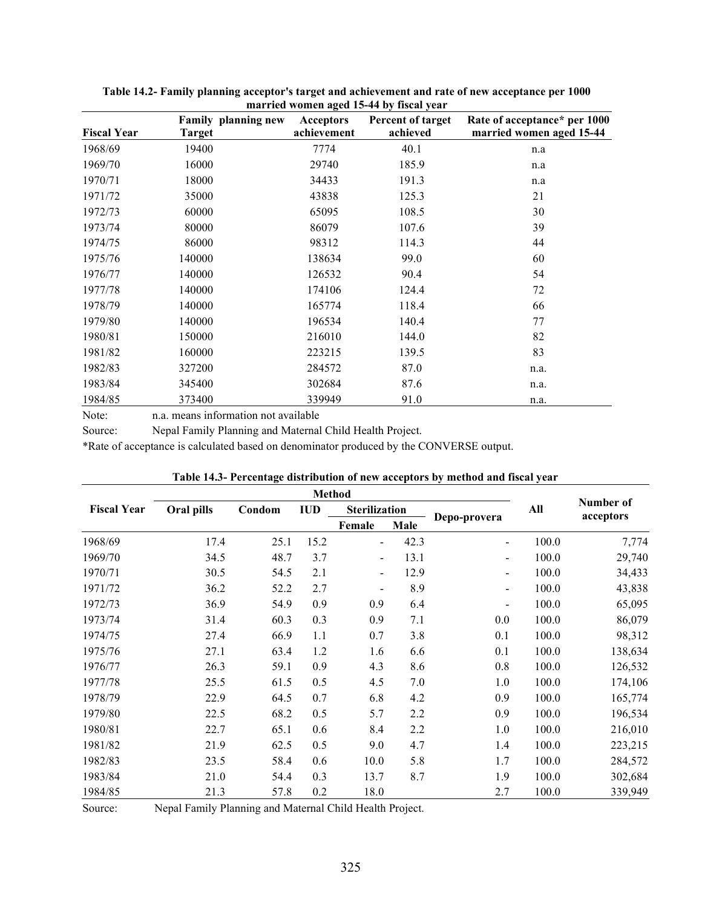**Table 14.2- Family planning acceptor's target and achievement and rate of new acceptance per 1000 married women aged 15-44 by fiscal year**

| Fiscal Year | Family planning new Target | Acceptors achievement | Percent of target achieved | Rate of acceptance* per 1000 married women aged 15-44 |
|---|---|---|---|---|
| 1968/69 | 19400 | 7774 | 40.1 | n.a |
| 1969/70 | 16000 | 29740 | 185.9 | n.a |
| 1970/71 | 18000 | 34433 | 191.3 | n.a |
| 1971/72 | 35000 | 43838 | 125.3 | 21 |
| 1972/73 | 60000 | 65095 | 108.5 | 30 |
| 1973/74 | 80000 | 86079 | 107.6 | 39 |
| 1974/75 | 86000 | 98312 | 114.3 | 44 |
| 1975/76 | 140000 | 138634 | 99.0 | 60 |
| 1976/77 | 140000 | 126532 | 90.4 | 54 |
| 1977/78 | 140000 | 174106 | 124.4 | 72 |
| 1978/79 | 140000 | 165774 | 118.4 | 66 |
| 1979/80 | 140000 | 196534 | 140.4 | 77 |
| 1980/81 | 150000 | 216010 | 144.0 | 82 |
| 1981/82 | 160000 | 223215 | 139.5 | 83 |
| 1982/83 | 327200 | 284572 | 87.0 | n.a. |
| 1983/84 | 345400 | 302684 | 87.6 | n.a. |
| 1984/85 | 373400 | 339949 | 91.0 | n.a. |

Note: n.a. means information not available

Source: Nepal Family Planning and Maternal Child Health Project.

*Rate of acceptance is calculated based on denominator produced by the CONVERSE output.

**Table 14.3- Percentage distribution of new acceptors by method and fiscal year**

| Fiscal Year | Method | | | | | | All | Number of acceptors |
|---|---|---|---|---|---|---|---|---|
| | Oral pills | Condom | IUD | Sterilization | | Depo-provera | | |
| | | | | Female | Male | | | |
| 1968/69 | 17.4 | 25.1 | 15.2 | - | 42.3 | - | 100.0 | 7,774 |
| 1969/70 | 34.5 | 48.7 | 3.7 | - | 13.1 | - | 100.0 | 29,740 |
| 1970/71 | 30.5 | 54.5 | 2.1 | - | 12.9 | - | 100.0 | 34,433 |
| 1971/72 | 36.2 | 52.2 | 2.7 | - | 8.9 | - | 100.0 | 43,838 |
| 1972/73 | 36.9 | 54.9 | 0.9 | 0.9 | 6.4 | - | 100.0 | 65,095 |
| 1973/74 | 31.4 | 60.3 | 0.3 | 0.9 | 7.1 | 0.0 | 100.0 | 86,079 |
| 1974/75 | 27.4 | 66.9 | 1.1 | 0.7 | 3.8 | 0.1 | 100.0 | 98,312 |
| 1975/76 | 27.1 | 63.4 | 1.2 | 1.6 | 6.6 | 0.1 | 100.0 | 138,634 |
| 1976/77 | 26.3 | 59.1 | 0.9 | 4.3 | 8.6 | 0.8 | 100.0 | 126,532 |
| 1977/78 | 25.5 | 61.5 | 0.5 | 4.5 | 7.0 | 1.0 | 100.0 | 174,106 |
| 1978/79 | 22.9 | 64.5 | 0.7 | 6.8 | 4.2 | 0.9 | 100.0 | 165,774 |
| 1979/80 | 22.5 | 68.2 | 0.5 | 5.7 | 2.2 | 0.9 | 100.0 | 196,534 |
| 1980/81 | 22.7 | 65.1 | 0.6 | 8.4 | 2.2 | 1.0 | 100.0 | 216,010 |
| 1981/82 | 21.9 | 62.5 | 0.5 | 9.0 | 4.7 | 1.4 | 100.0 | 223,215 |
| 1982/83 | 23.5 | 58.4 | 0.6 | 10.0 | 5.8 | 1.7 | 100.0 | 284,572 |
| 1983/84 | 21.0 | 54.4 | 0.3 | 13.7 | 8.7 | 1.9 | 100.0 | 302,684 |
| 1984/85 | 21.3 | 57.8 | 0.2 | 18.0 | | 2.7 | 100.0 | 339,949 |

Source: Nepal Family Planning and Maternal Child Health Project.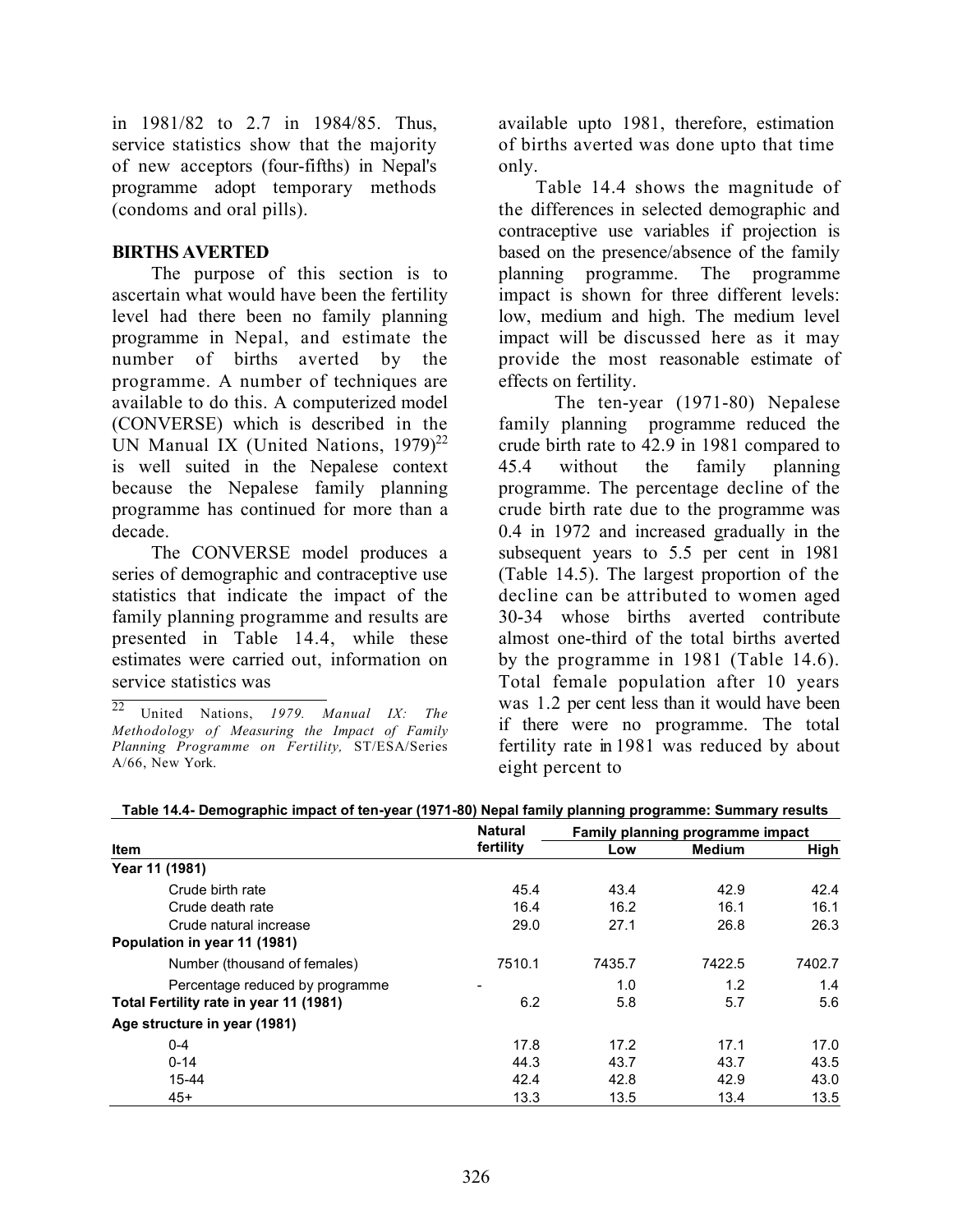in 1981/82 to 2.7 in 1984/85. Thus, service statistics show that the majority of new acceptors (four-fifths) in Nepal's programme adopt temporary methods (condoms and oral pills).

## BIRTHS AVERTED

The purpose of this section is to ascertain what would have been the fertility level had there been no family planning programme in Nepal, and estimate the number of births averted by the programme. A number of techniques are available to do this. A computerized model (CONVERSE) which is described in the UN Manual IX (United Nations, 1979)[22] is well suited in the Nepalese context because the Nepalese family planning programme has continued for more than a decade.

The CONVERSE model produces a series of demographic and contraceptive use statistics that indicate the impact of the family planning programme and results are presented in Table 14.4, while these estimates were carried out, information on service statistics was available upto 1981, therefore, estimation of births averted was done upto that time only.

Table 14.4 shows the magnitude of the differences in selected demographic and contraceptive use variables if projection is based on the presence/absence of the family planning programme. The programme impact is shown for three different levels: low, medium and high. The medium level impact will be discussed here as it may provide the most reasonable estimate of effects on fertility.

The ten-year (1971-80) Nepalese family planning programme reduced the crude birth rate to 42.9 in 1981 compared to 45.4 without the family planning programme. The percentage decline of the crude birth rate due to the programme was 0.4 in 1972 and increased gradually in the subsequent years to 5.5 per cent in 1981 (Table 14.5). The largest proportion of the decline can be attributed to women aged 30-34 whose births averted contribute almost one-third of the total births averted by the programme in 1981 (Table 14.6). Total female population after 10 years was 1.2 per cent less than it would have been if there were no programme. The total fertility rate in 1981 was reduced by about eight percent to

[22] United Nations, *1979. Manual IX: The Methodology of Measuring the Impact of Family Planning Programme on Fertility,* ST/ESA/Series A/66, New York.

**Table 14.4- Demographic impact of ten-year (1971-80) Nepal family planning programme: Summary results**

| Item | Natural fertility | Family planning programme impact | | |
|---|---|---|---|---|
| | | Low | Medium | High |
| **Year 11 (1981)** | | | | |
| Crude birth rate | 45.4 | 43.4 | 42.9 | 42.4 |
| Crude death rate | 16.4 | 16.2 | 16.1 | 16.1 |
| Crude natural increase | 29.0 | 27.1 | 26.8 | 26.3 |
| **Population in year 11 (1981)** | | | | |
| Number (thousand of females) | 7510.1 | 7435.7 | 7422.5 | 7402.7 |
| Percentage reduced by programme | - | 1.0 | 1.2 | 1.4 |
| **Total Fertility rate in year 11 (1981)** | 6.2 | 5.8 | 5.7 | 5.6 |
| **Age structure in year (1981)** | | | | |
| 0-4 | 17.8 | 17.2 | 17.1 | 17.0 |
| 0-14 | 44.3 | 43.7 | 43.7 | 43.5 |
| 15-44 | 42.4 | 42.8 | 42.9 | 43.0 |
| 45+ | 13.3 | 13.5 | 13.4 | 13.5 |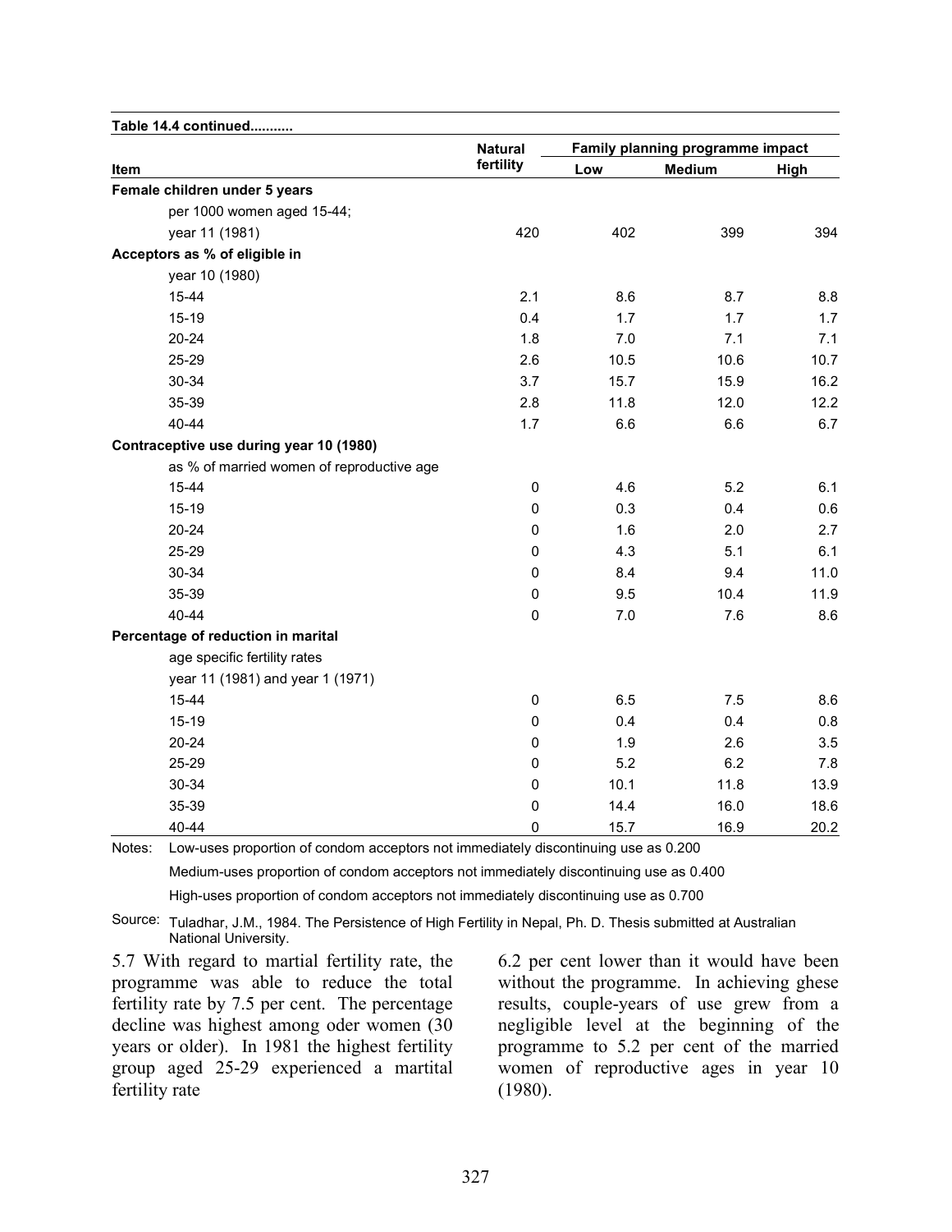**Table 14.4 continued..........**

| Item | Natural fertility | Family planning programme impact | | |
|---|---|---|---|---|
| | | Low | Medium | High |
| **Female children under 5 years** | | | | |
| per 1000 women aged 15-44; | | | | |
| year 11 (1981) | 420 | 402 | 399 | 394 |
| **Acceptors as % of eligible in** | | | | |
| year 10 (1980) | | | | |
| 15-44 | 2.1 | 8.6 | 8.7 | 8.8 |
| 15-19 | 0.4 | 1.7 | 1.7 | 1.7 |
| 20-24 | 1.8 | 7.0 | 7.1 | 7.1 |
| 25-29 | 2.6 | 10.5 | 10.6 | 10.7 |
| 30-34 | 3.7 | 15.7 | 15.9 | 16.2 |
| 35-39 | 2.8 | 11.8 | 12.0 | 12.2 |
| 40-44 | 1.7 | 6.6 | 6.6 | 6.7 |
| **Contraceptive use during year 10 (1980)** | | | | |
| as % of married women of reproductive age | | | | |
| 15-44 | 0 | 4.6 | 5.2 | 6.1 |
| 15-19 | 0 | 0.3 | 0.4 | 0.6 |
| 20-24 | 0 | 1.6 | 2.0 | 2.7 |
| 25-29 | 0 | 4.3 | 5.1 | 6.1 |
| 30-34 | 0 | 8.4 | 9.4 | 11.0 |
| 35-39 | 0 | 9.5 | 10.4 | 11.9 |
| 40-44 | 0 | 7.0 | 7.6 | 8.6 |
| **Percentage of reduction in marital** | | | | |
| age specific fertility rates | | | | |
| year 11 (1981) and year 1 (1971) | | | | |
| 15-44 | 0 | 6.5 | 7.5 | 8.6 |
| 15-19 | 0 | 0.4 | 0.4 | 0.8 |
| 20-24 | 0 | 1.9 | 2.6 | 3.5 |
| 25-29 | 0 | 5.2 | 6.2 | 7.8 |
| 30-34 | 0 | 10.1 | 11.8 | 13.9 |
| 35-39 | 0 | 14.4 | 16.0 | 18.6 |
| 40-44 | 0 | 15.7 | 16.9 | 20.2 |

Notes: Low-uses proportion of condom acceptors not immediately discontinuing use as 0.200

Medium-uses proportion of condom acceptors not immediately discontinuing use as 0.400

High-uses proportion of condom acceptors not immediately discontinuing use as 0.700

Source: Tuladhar, J.M., 1984. The Persistence of High Fertility in Nepal, Ph. D. Thesis submitted at Australian National University.

5.7 With regard to martial fertility rate, the programme was able to reduce the total fertility rate by 7.5 per cent. The percentage decline was highest among oder women (30 years or older). In 1981 the highest fertility group aged 25-29 experienced a martital fertility rate 6.2 per cent lower than it would have been without the programme. In achieving ghese results, couple-years of use grew from a negligible level at the beginning of the programme to 5.2 per cent of the married women of reproductive ages in year 10 (1980).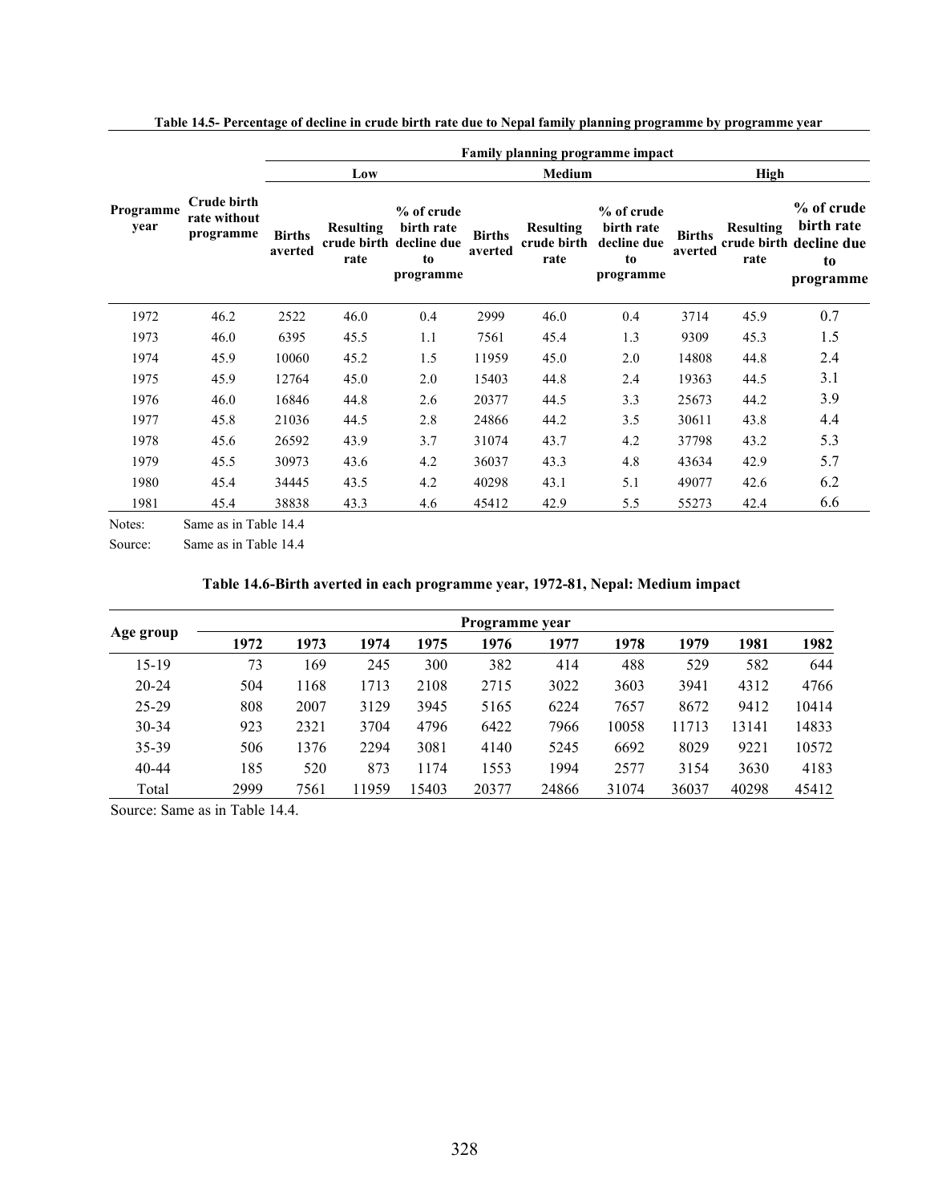**Table 14.5- Percentage of decline in crude birth rate due to Nepal family planning programme by programme year**

| Programme year | Crude birth rate without programme | Family planning programme impact | | | | | | | | |
|---|---|---|---|---|---|---|---|---|---|---|
| | | Low | | | Medium | | | High | | |
| | | Births averted | Resulting crude birth rate | % of crude birth rate decline due to programme | Births averted | Resulting crude birth rate | % of crude birth rate decline due to programme | Births averted | Resulting crude birth rate | % of crude birth rate decline due to programme |
| 1972 | 46.2 | 2522 | 46.0 | 0.4 | 2999 | 46.0 | 0.4 | 3714 | 45.9 | 0.7 |
| 1973 | 46.0 | 6395 | 45.5 | 1.1 | 7561 | 45.4 | 1.3 | 9309 | 45.3 | 1.5 |
| 1974 | 45.9 | 10060 | 45.2 | 1.5 | 11959 | 45.0 | 2.0 | 14808 | 44.8 | 2.4 |
| 1975 | 45.9 | 12764 | 45.0 | 2.0 | 15403 | 44.8 | 2.4 | 19363 | 44.5 | 3.1 |
| 1976 | 46.0 | 16846 | 44.8 | 2.6 | 20377 | 44.5 | 3.3 | 25673 | 44.2 | 3.9 |
| 1977 | 45.8 | 21036 | 44.5 | 2.8 | 24866 | 44.2 | 3.5 | 30611 | 43.8 | 4.4 |
| 1978 | 45.6 | 26592 | 43.9 | 3.7 | 31074 | 43.7 | 4.2 | 37798 | 43.2 | 5.3 |
| 1979 | 45.5 | 30973 | 43.6 | 4.2 | 36037 | 43.3 | 4.8 | 43634 | 42.9 | 5.7 |
| 1980 | 45.4 | 34445 | 43.5 | 4.2 | 40298 | 43.1 | 5.1 | 49077 | 42.6 | 6.2 |
| 1981 | 45.4 | 38838 | 43.3 | 4.6 | 45412 | 42.9 | 5.5 | 55273 | 42.4 | 6.6 |

Notes: Same as in Table 14.4

Source: Same as in Table 14.4

**Table 14.6-Birth averted in each programme year, 1972-81, Nepal: Medium impact**

| Age group | Programme year | | | | | | | | | |
|---|---|---|---|---|---|---|---|---|---|---|
| | 1972 | 1973 | 1974 | 1975 | 1976 | 1977 | 1978 | 1979 | 1981 | 1982 |
| 15-19 | 73 | 169 | 245 | 300 | 382 | 414 | 488 | 529 | 582 | 644 |
| 20-24 | 504 | 1168 | 1713 | 2108 | 2715 | 3022 | 3603 | 3941 | 4312 | 4766 |
| 25-29 | 808 | 2007 | 3129 | 3945 | 5165 | 6224 | 7657 | 8672 | 9412 | 10414 |
| 30-34 | 923 | 2321 | 3704 | 4796 | 6422 | 7966 | 10058 | 11713 | 13141 | 14833 |
| 35-39 | 506 | 1376 | 2294 | 3081 | 4140 | 5245 | 6692 | 8029 | 9221 | 10572 |
| 40-44 | 185 | 520 | 873 | 1174 | 1553 | 1994 | 2577 | 3154 | 3630 | 4183 |
| Total | 2999 | 7561 | 11959 | 15403 | 20377 | 24866 | 31074 | 36037 | 40298 | 45412 |

Source: Same as in Table 14.4.